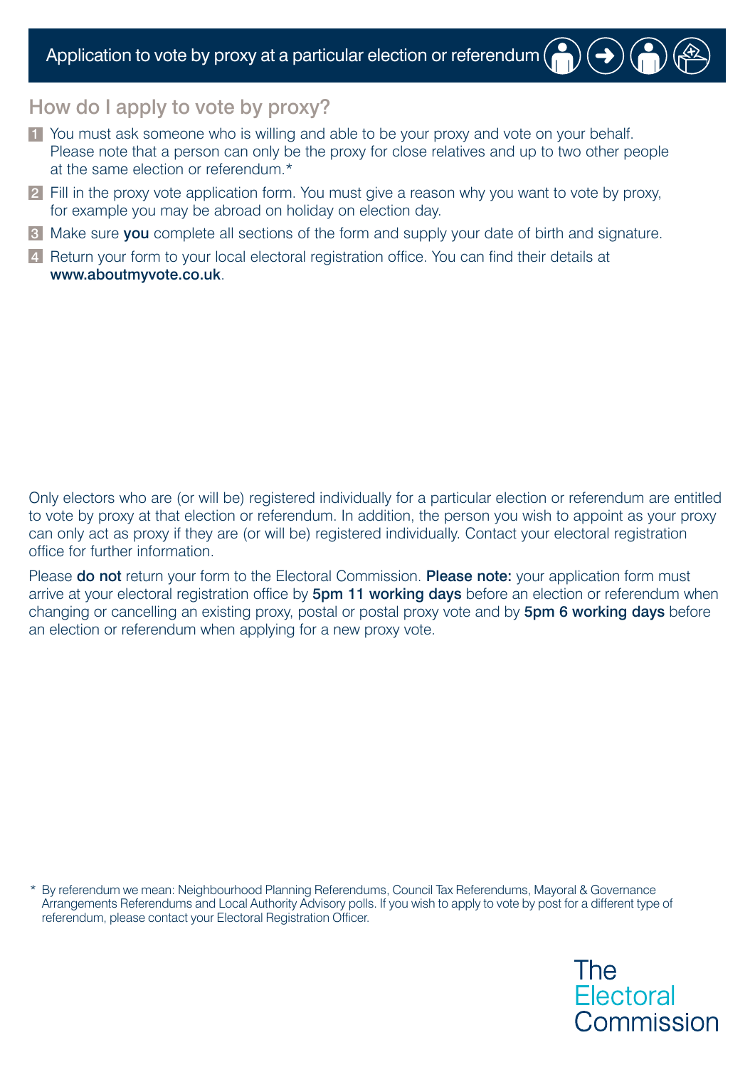# Application to vote by proxy at a particular election or referendum

## How do I apply to vote by proxy?

1. You must ask someone who is willing and able to be your proxy and vote on your behalf. Please note that a person can only be the proxy for close relatives and up to two other people at the same election or referendum.*
2. Fill in the proxy vote application form. You must give a reason why you want to vote by proxy, for example you may be abroad on holiday on election day.
3. Make sure **you** complete all sections of the form and supply your date of birth and signature.
4. Return your form to your local electoral registration office. You can find their details at **www.aboutmyvote.co.uk**.

Only electors who are (or will be) registered individually for a particular election or referendum are entitled to vote by proxy at that election or referendum. In addition, the person you wish to appoint as your proxy can only act as proxy if they are (or will be) registered individually. Contact your electoral registration office for further information.

Please **do not** return your form to the Electoral Commission. **Please note:** your application form must arrive at your electoral registration office by **5pm 11 working days** before an election or referendum when changing or cancelling an existing proxy, postal or postal proxy vote and by **5pm 6 working days** before an election or referendum when applying for a new proxy vote.

\* By referendum we mean: Neighbourhood Planning Referendums, Council Tax Referendums, Mayoral & Governance Arrangements Referendums and Local Authority Advisory polls. If you wish to apply to vote by post for a different type of referendum, please contact your Electoral Registration Officer.

The Electoral Commission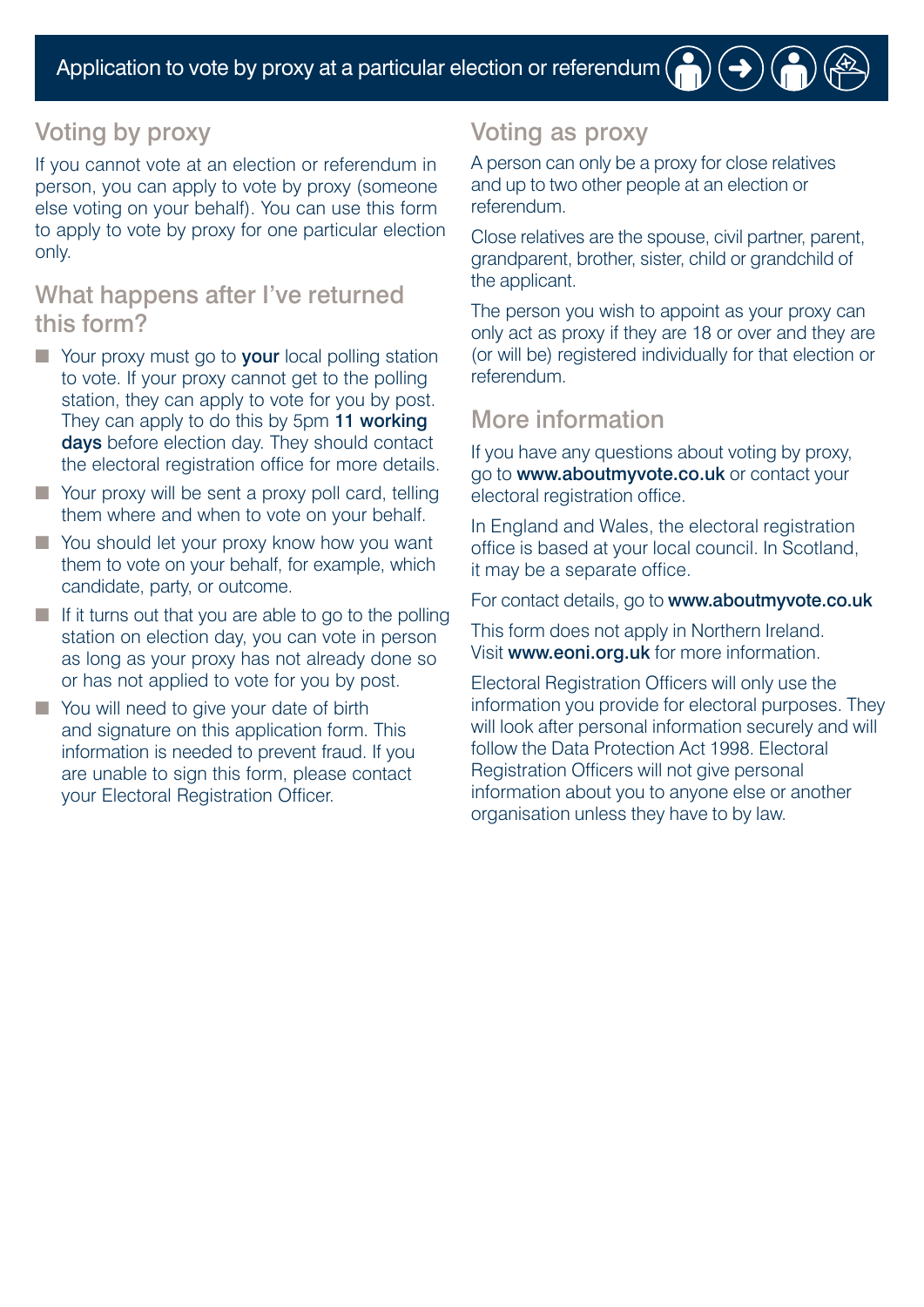# Application to vote by proxy at a particular election or referendum

## Voting by proxy

If you cannot vote at an election or referendum in person, you can apply to vote by proxy (someone else voting on your behalf). You can use this form to apply to vote by proxy for one particular election only.

## What happens after I've returned this form?

- Your proxy must go to **your** local polling station to vote. If your proxy cannot get to the polling station, they can apply to vote for you by post. They can apply to do this by 5pm **11 working days** before election day. They should contact the electoral registration office for more details.
- Your proxy will be sent a proxy poll card, telling them where and when to vote on your behalf.
- You should let your proxy know how you want them to vote on your behalf, for example, which candidate, party, or outcome.
- If it turns out that you are able to go to the polling station on election day, you can vote in person as long as your proxy has not already done so or has not applied to vote for you by post.
- You will need to give your date of birth and signature on this application form. This information is needed to prevent fraud. If you are unable to sign this form, please contact your Electoral Registration Officer.

## Voting as proxy

A person can only be a proxy for close relatives and up to two other people at an election or referendum.

Close relatives are the spouse, civil partner, parent, grandparent, brother, sister, child or grandchild of the applicant.

The person you wish to appoint as your proxy can only act as proxy if they are 18 or over and they are (or will be) registered individually for that election or referendum.

## More information

If you have any questions about voting by proxy, go to **www.aboutmyvote.co.uk** or contact your electoral registration office.

In England and Wales, the electoral registration office is based at your local council. In Scotland, it may be a separate office.

For contact details, go to **www.aboutmyvote.co.uk**

This form does not apply in Northern Ireland. Visit **www.eoni.org.uk** for more information.

Electoral Registration Officers will only use the information you provide for electoral purposes. They will look after personal information securely and will follow the Data Protection Act 1998. Electoral Registration Officers will not give personal information about you to anyone else or another organisation unless they have to by law.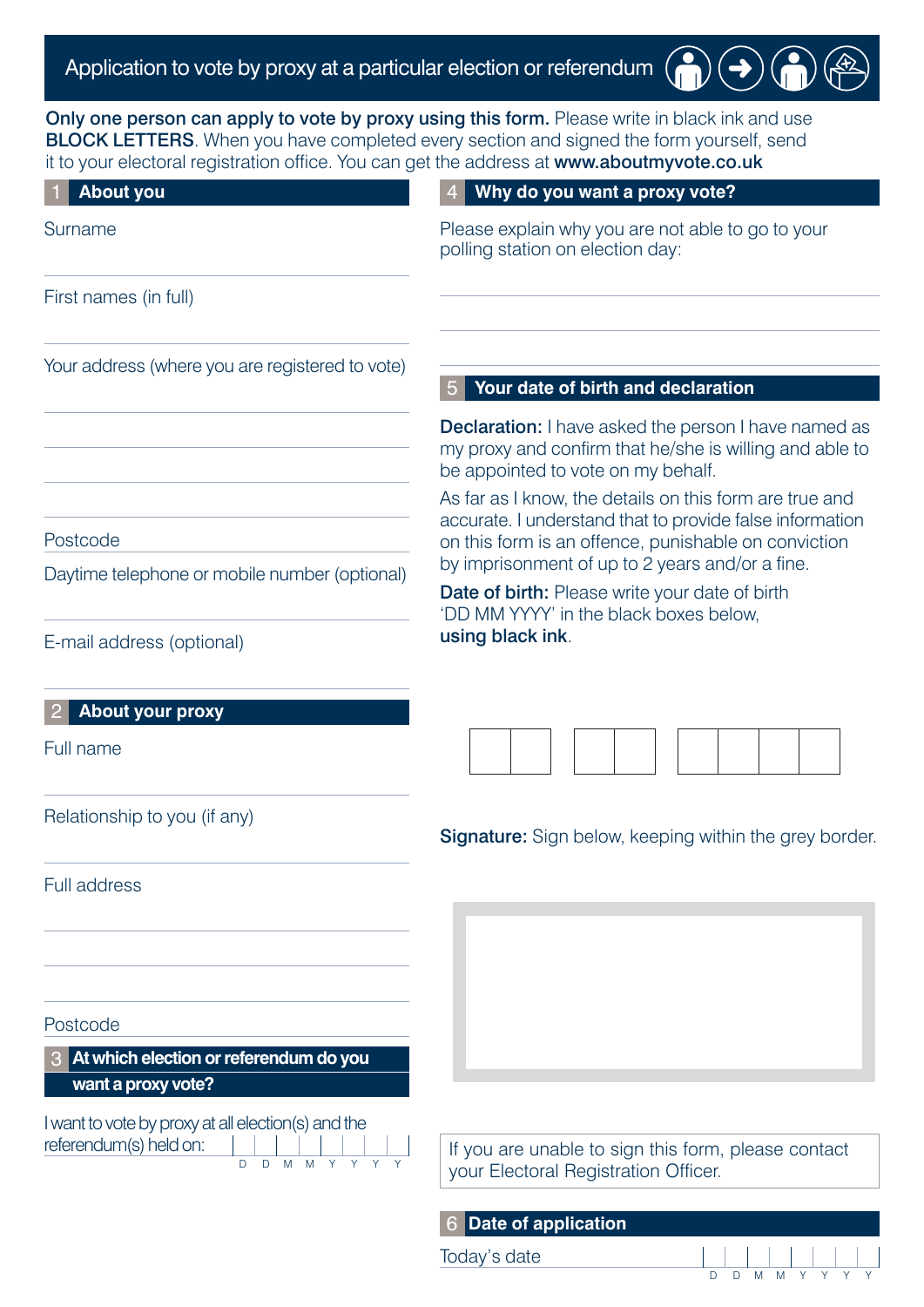# Application to vote by proxy at a particular election or referendum

**Only one person can apply to vote by proxy using this form.** Please write in black ink and use **BLOCK LETTERS**. When you have completed every section and signed the form yourself, send it to your electoral registration office. You can get the address at **www.aboutmyvote.co.uk**

## 1 About you

Surname

First names (in full)

Your address (where you are registered to vote)

Postcode

Daytime telephone or mobile number (optional)

E-mail address (optional)

## 2 About your proxy

Full name

Relationship to you (if any)

Full address

Postcode

## 3 At which election or referendum do you want a proxy vote?

I want to vote by proxy at all election(s) and the referendum(s) held on: D D M M Y Y Y Y

## 4 Why do you want a proxy vote?

Please explain why you are not able to go to your polling station on election day:

## 5 Your date of birth and declaration

**Declaration:** I have asked the person I have named as my proxy and confirm that he/she is willing and able to be appointed to vote on my behalf.

As far as I know, the details on this form are true and accurate. I understand that to provide false information on this form is an offence, punishable on conviction by imprisonment of up to 2 years and/or a fine.

**Date of birth:** Please write your date of birth 'DD MM YYYY' in the black boxes below, **using black ink**.

**Signature:** Sign below, keeping within the grey border.

If you are unable to sign this form, please contact your Electoral Registration Officer.

## 6 Date of application

Today's date D D M M Y Y Y Y